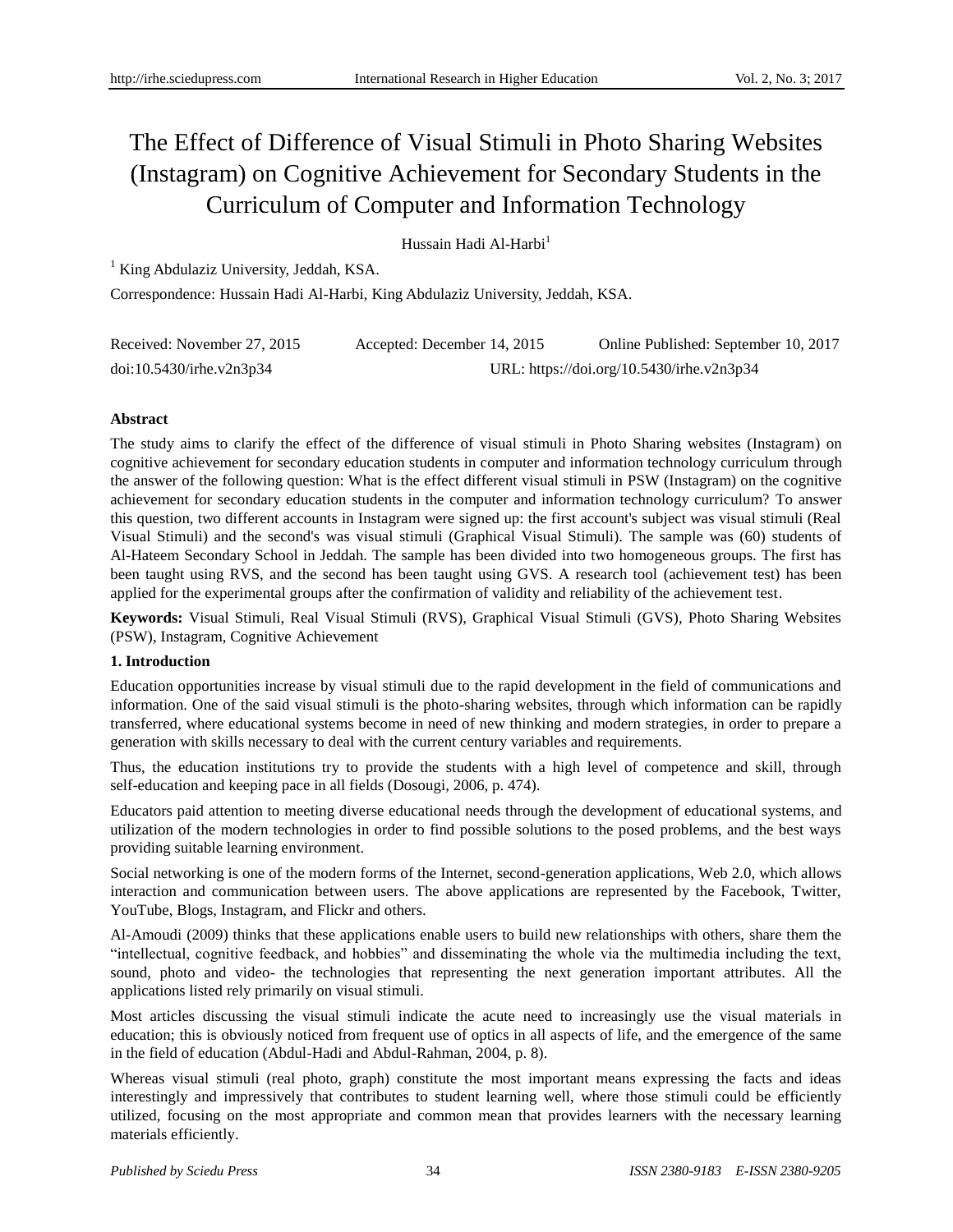# The Effect of Difference of Visual Stimuli in Photo Sharing Websites (Instagram) on Cognitive Achievement for Secondary Students in the Curriculum of Computer and Information Technology

Hussain Hadi Al-Harbi[1]

[1] King Abdulaziz University, Jeddah, KSA.

Correspondence: Hussain Hadi Al-Harbi, King Abdulaziz University, Jeddah, KSA.

Received: November 27, 2015 Accepted: December 14, 2015 Online Published: September 10, 2017

doi:10.5430/irhe.v2n3p34 URL: https://doi.org/10.5430/irhe.v2n3p34

**Abstract**

The study aims to clarify the effect of the difference of visual stimuli in Photo Sharing websites (Instagram) on cognitive achievement for secondary education students in computer and information technology curriculum through the answer of the following question: What is the effect different visual stimuli in PSW (Instagram) on the cognitive achievement for secondary education students in the computer and information technology curriculum? To answer this question, two different accounts in Instagram were signed up: the first account's subject was visual stimuli (Real Visual Stimuli) and the second's was visual stimuli (Graphical Visual Stimuli). The sample was (60) students of Al-Hateem Secondary School in Jeddah. The sample has been divided into two homogeneous groups. The first has been taught using RVS, and the second has been taught using GVS. A research tool (achievement test) has been applied for the experimental groups after the confirmation of validity and reliability of the achievement test.

**Keywords:** Visual Stimuli, Real Visual Stimuli (RVS), Graphical Visual Stimuli (GVS), Photo Sharing Websites (PSW), Instagram, Cognitive Achievement

## 1. Introduction

Education opportunities increase by visual stimuli due to the rapid development in the field of communications and information. One of the said visual stimuli is the photo-sharing websites, through which information can be rapidly transferred, where educational systems become in need of new thinking and modern strategies, in order to prepare a generation with skills necessary to deal with the current century variables and requirements.

Thus, the education institutions try to provide the students with a high level of competence and skill, through self-education and keeping pace in all fields (Dosougi, 2006, p. 474).

Educators paid attention to meeting diverse educational needs through the development of educational systems, and utilization of the modern technologies in order to find possible solutions to the posed problems, and the best ways providing suitable learning environment.

Social networking is one of the modern forms of the Internet, second-generation applications, Web 2.0, which allows interaction and communication between users. The above applications are represented by the Facebook, Twitter, YouTube, Blogs, Instagram, and Flickr and others.

Al-Amoudi (2009) thinks that these applications enable users to build new relationships with others, share them the "intellectual, cognitive feedback, and hobbies" and disseminating the whole via the multimedia including the text, sound, photo and video- the technologies that representing the next generation important attributes. All the applications listed rely primarily on visual stimuli.

Most articles discussing the visual stimuli indicate the acute need to increasingly use the visual materials in education; this is obviously noticed from frequent use of optics in all aspects of life, and the emergence of the same in the field of education (Abdul-Hadi and Abdul-Rahman, 2004, p. 8).

Whereas visual stimuli (real photo, graph) constitute the most important means expressing the facts and ideas interestingly and impressively that contributes to student learning well, where those stimuli could be efficiently utilized, focusing on the most appropriate and common mean that provides learners with the necessary learning materials efficiently.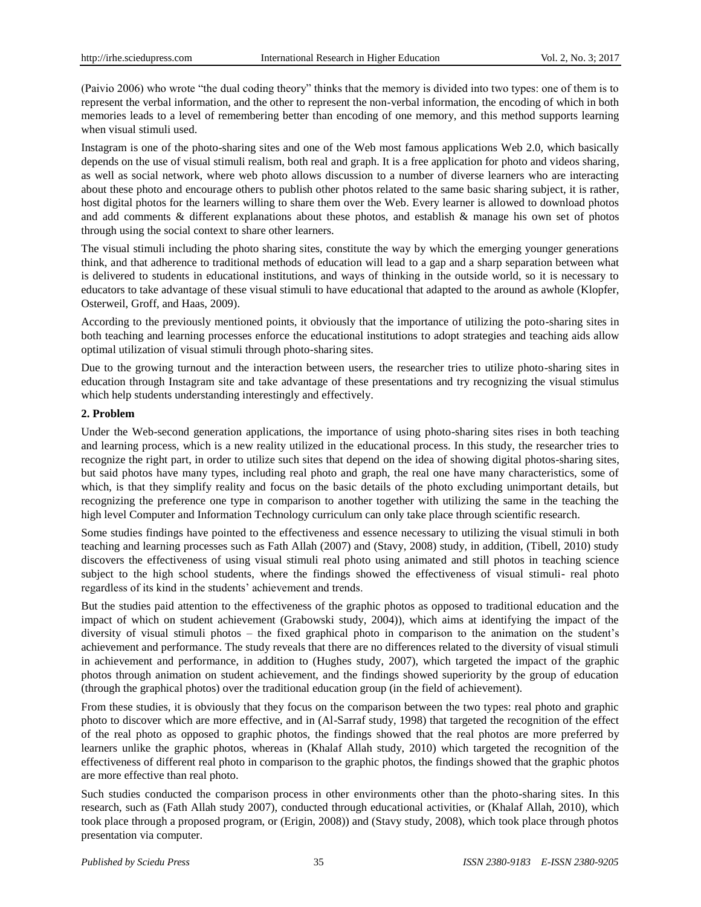(Paivio 2006) who wrote "the dual coding theory" thinks that the memory is divided into two types: one of them is to represent the verbal information, and the other to represent the non-verbal information, the encoding of which in both memories leads to a level of remembering better than encoding of one memory, and this method supports learning when visual stimuli used.

Instagram is one of the photo-sharing sites and one of the Web most famous applications Web 2.0, which basically depends on the use of visual stimuli realism, both real and graph. It is a free application for photo and videos sharing, as well as social network, where web photo allows discussion to a number of diverse learners who are interacting about these photo and encourage others to publish other photos related to the same basic sharing subject, it is rather, host digital photos for the learners willing to share them over the Web. Every learner is allowed to download photos and add comments & different explanations about these photos, and establish & manage his own set of photos through using the social context to share other learners.

The visual stimuli including the photo sharing sites, constitute the way by which the emerging younger generations think, and that adherence to traditional methods of education will lead to a gap and a sharp separation between what is delivered to students in educational institutions, and ways of thinking in the outside world, so it is necessary to educators to take advantage of these visual stimuli to have educational that adapted to the around as awhole (Klopfer, Osterweil, Groff, and Haas, 2009).

According to the previously mentioned points, it obviously that the importance of utilizing the poto-sharing sites in both teaching and learning processes enforce the educational institutions to adopt strategies and teaching aids allow optimal utilization of visual stimuli through photo-sharing sites.

Due to the growing turnout and the interaction between users, the researcher tries to utilize photo-sharing sites in education through Instagram site and take advantage of these presentations and try recognizing the visual stimulus which help students understanding interestingly and effectively.

## 2. Problem

Under the Web-second generation applications, the importance of using photo-sharing sites rises in both teaching and learning process, which is a new reality utilized in the educational process. In this study, the researcher tries to recognize the right part, in order to utilize such sites that depend on the idea of showing digital photos-sharing sites, but said photos have many types, including real photo and graph, the real one have many characteristics, some of which, is that they simplify reality and focus on the basic details of the photo excluding unimportant details, but recognizing the preference one type in comparison to another together with utilizing the same in the teaching the high level Computer and Information Technology curriculum can only take place through scientific research.

Some studies findings have pointed to the effectiveness and essence necessary to utilizing the visual stimuli in both teaching and learning processes such as Fath Allah (2007) and (Stavy, 2008) study, in addition, (Tibell, 2010) study discovers the effectiveness of using visual stimuli real photo using animated and still photos in teaching science subject to the high school students, where the findings showed the effectiveness of visual stimuli- real photo regardless of its kind in the students' achievement and trends.

But the studies paid attention to the effectiveness of the graphic photos as opposed to traditional education and the impact of which on student achievement (Grabowski study, 2004)), which aims at identifying the impact of the diversity of visual stimuli photos – the fixed graphical photo in comparison to the animation on the student's achievement and performance. The study reveals that there are no differences related to the diversity of visual stimuli in achievement and performance, in addition to (Hughes study, 2007), which targeted the impact of the graphic photos through animation on student achievement, and the findings showed superiority by the group of education (through the graphical photos) over the traditional education group (in the field of achievement).

From these studies, it is obviously that they focus on the comparison between the two types: real photo and graphic photo to discover which are more effective, and in (Al-Sarraf study, 1998) that targeted the recognition of the effect of the real photo as opposed to graphic photos, the findings showed that the real photos are more preferred by learners unlike the graphic photos, whereas in (Khalaf Allah study, 2010) which targeted the recognition of the effectiveness of different real photo in comparison to the graphic photos, the findings showed that the graphic photos are more effective than real photo.

Such studies conducted the comparison process in other environments other than the photo-sharing sites. In this research, such as (Fath Allah study 2007), conducted through educational activities, or (Khalaf Allah, 2010), which took place through a proposed program, or (Erigin, 2008)) and (Stavy study, 2008), which took place through photos presentation via computer.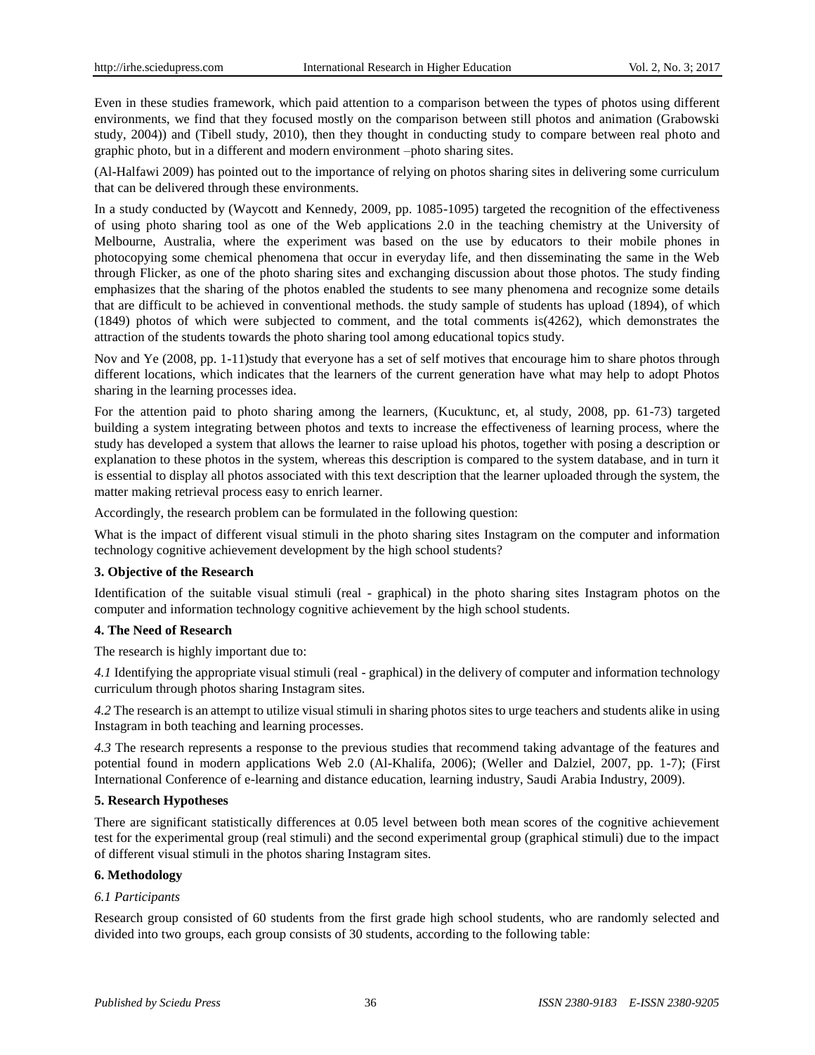Even in these studies framework, which paid attention to a comparison between the types of photos using different environments, we find that they focused mostly on the comparison between still photos and animation (Grabowski study, 2004)) and (Tibell study, 2010), then they thought in conducting study to compare between real photo and graphic photo, but in a different and modern environment –photo sharing sites.

(Al-Halfawi 2009) has pointed out to the importance of relying on photos sharing sites in delivering some curriculum that can be delivered through these environments.

In a study conducted by (Waycott and Kennedy, 2009, pp. 1085-1095) targeted the recognition of the effectiveness of using photo sharing tool as one of the Web applications 2.0 in the teaching chemistry at the University of Melbourne, Australia, where the experiment was based on the use by educators to their mobile phones in photocopying some chemical phenomena that occur in everyday life, and then disseminating the same in the Web through Flicker, as one of the photo sharing sites and exchanging discussion about those photos. The study finding emphasizes that the sharing of the photos enabled the students to see many phenomena and recognize some details that are difficult to be achieved in conventional methods. the study sample of students has upload (1894), of which (1849) photos of which were subjected to comment, and the total comments is(4262), which demonstrates the attraction of the students towards the photo sharing tool among educational topics study.

Nov and Ye (2008, pp. 1-11)study that everyone has a set of self motives that encourage him to share photos through different locations, which indicates that the learners of the current generation have what may help to adopt Photos sharing in the learning processes idea.

For the attention paid to photo sharing among the learners, (Kucuktunc, et, al study, 2008, pp. 61-73) targeted building a system integrating between photos and texts to increase the effectiveness of learning process, where the study has developed a system that allows the learner to raise upload his photos, together with posing a description or explanation to these photos in the system, whereas this description is compared to the system database, and in turn it is essential to display all photos associated with this text description that the learner uploaded through the system, the matter making retrieval process easy to enrich learner.

Accordingly, the research problem can be formulated in the following question:

What is the impact of different visual stimuli in the photo sharing sites Instagram on the computer and information technology cognitive achievement development by the high school students?

### 3. Objective of the Research

Identification of the suitable visual stimuli (real - graphical) in the photo sharing sites Instagram photos on the computer and information technology cognitive achievement by the high school students.

### 4. The Need of Research

The research is highly important due to:

*4.1* Identifying the appropriate visual stimuli (real - graphical) in the delivery of computer and information technology curriculum through photos sharing Instagram sites.

*4.2* The research is an attempt to utilize visual stimuli in sharing photos sites to urge teachers and students alike in using Instagram in both teaching and learning processes.

*4.3* The research represents a response to the previous studies that recommend taking advantage of the features and potential found in modern applications Web 2.0 (Al-Khalifa, 2006); (Weller and Dalziel, 2007, pp. 1-7); (First International Conference of e-learning and distance education, learning industry, Saudi Arabia Industry, 2009).

### 5. Research Hypotheses

There are significant statistically differences at 0.05 level between both mean scores of the cognitive achievement test for the experimental group (real stimuli) and the second experimental group (graphical stimuli) due to the impact of different visual stimuli in the photos sharing Instagram sites.

### 6. Methodology

#### *6.1 Participants*

Research group consisted of 60 students from the first grade high school students, who are randomly selected and divided into two groups, each group consists of 30 students, according to the following table: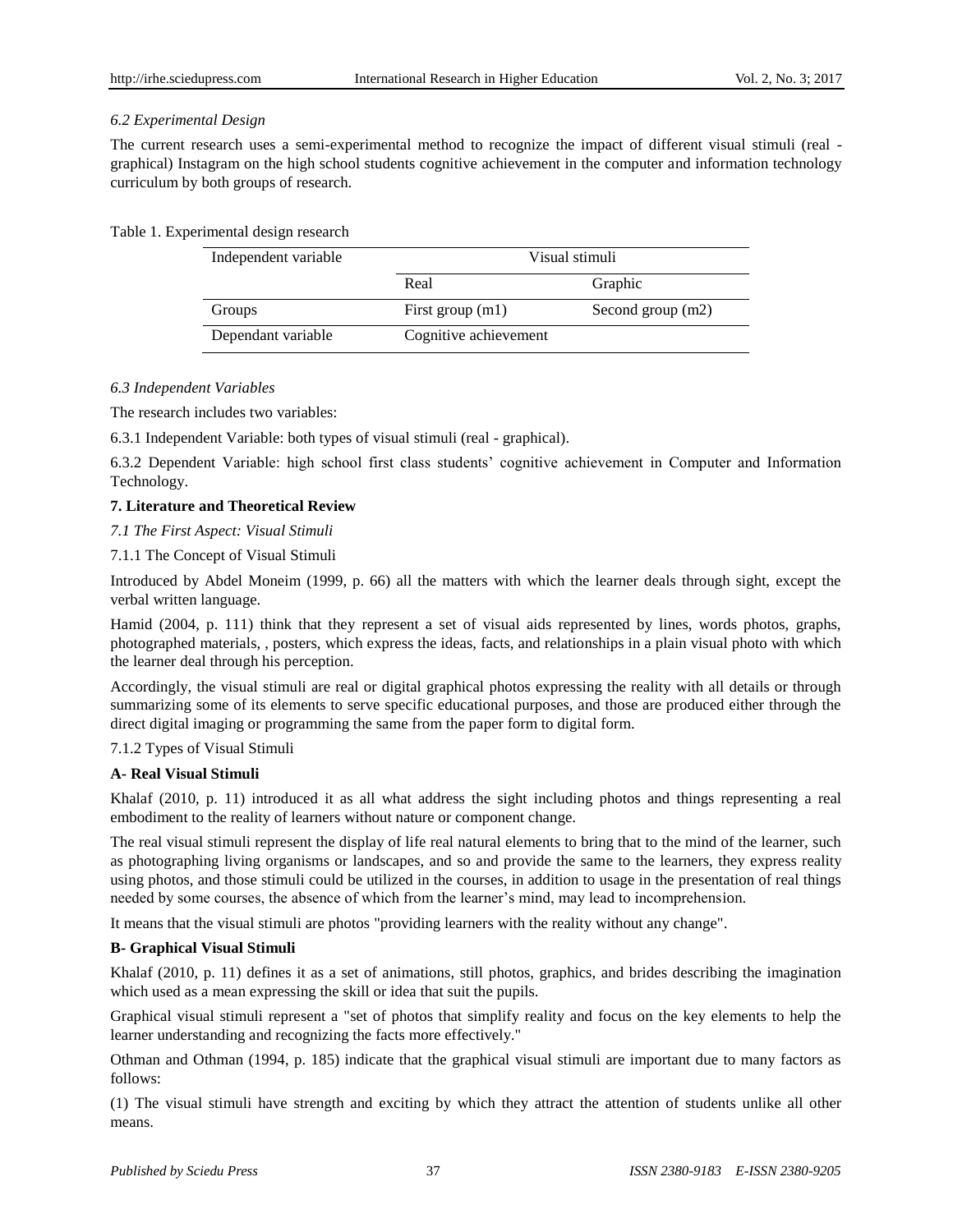*6.2 Experimental Design*

The current research uses a semi-experimental method to recognize the impact of different visual stimuli (real - graphical) Instagram on the high school students cognitive achievement in the computer and information technology curriculum by both groups of research.

Table 1. Experimental design research

| Independent variable | Visual stimuli | |
|---|---|---|
| | Real | Graphic |
| Groups | First group (m1) | Second group (m2) |
| Dependant variable | Cognitive achievement | |

*6.3 Independent Variables*

The research includes two variables:

6.3.1 Independent Variable: both types of visual stimuli (real - graphical).

6.3.2 Dependent Variable: high school first class students' cognitive achievement in Computer and Information Technology.

**7. Literature and Theoretical Review**

*7.1 The First Aspect: Visual Stimuli*

7.1.1 The Concept of Visual Stimuli

Introduced by Abdel Moneim (1999, p. 66) all the matters with which the learner deals through sight, except the verbal written language.

Hamid (2004, p. 111) think that they represent a set of visual aids represented by lines, words photos, graphs, photographed materials, , posters, which express the ideas, facts, and relationships in a plain visual photo with which the learner deal through his perception.

Accordingly, the visual stimuli are real or digital graphical photos expressing the reality with all details or through summarizing some of its elements to serve specific educational purposes, and those are produced either through the direct digital imaging or programming the same from the paper form to digital form.

7.1.2 Types of Visual Stimuli

**A- Real Visual Stimuli**

Khalaf (2010, p. 11) introduced it as all what address the sight including photos and things representing a real embodiment to the reality of learners without nature or component change.

The real visual stimuli represent the display of life real natural elements to bring that to the mind of the learner, such as photographing living organisms or landscapes, and so and provide the same to the learners, they express reality using photos, and those stimuli could be utilized in the courses, in addition to usage in the presentation of real things needed by some courses, the absence of which from the learner's mind, may lead to incomprehension.

It means that the visual stimuli are photos "providing learners with the reality without any change".

**B- Graphical Visual Stimuli**

Khalaf (2010, p. 11) defines it as a set of animations, still photos, graphics, and brides describing the imagination which used as a mean expressing the skill or idea that suit the pupils.

Graphical visual stimuli represent a "set of photos that simplify reality and focus on the key elements to help the learner understanding and recognizing the facts more effectively."

Othman and Othman (1994, p. 185) indicate that the graphical visual stimuli are important due to many factors as follows:

(1) The visual stimuli have strength and exciting by which they attract the attention of students unlike all other means.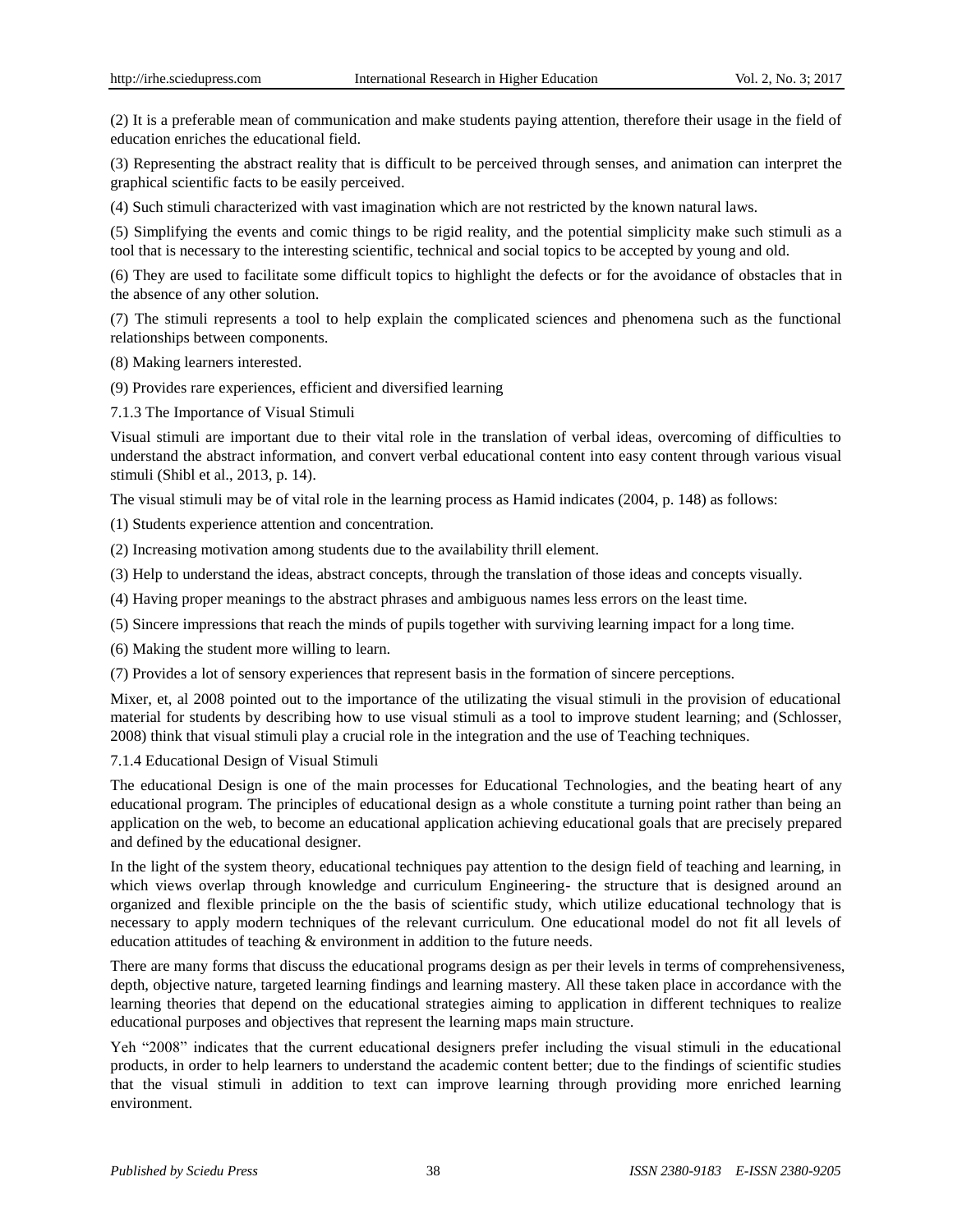(2) It is a preferable mean of communication and make students paying attention, therefore their usage in the field of education enriches the educational field.

(3) Representing the abstract reality that is difficult to be perceived through senses, and animation can interpret the graphical scientific facts to be easily perceived.

(4) Such stimuli characterized with vast imagination which are not restricted by the known natural laws.

(5) Simplifying the events and comic things to be rigid reality, and the potential simplicity make such stimuli as a tool that is necessary to the interesting scientific, technical and social topics to be accepted by young and old.

(6) They are used to facilitate some difficult topics to highlight the defects or for the avoidance of obstacles that in the absence of any other solution.

(7) The stimuli represents a tool to help explain the complicated sciences and phenomena such as the functional relationships between components.

(8) Making learners interested.

(9) Provides rare experiences, efficient and diversified learning

### 7.1.3 The Importance of Visual Stimuli

Visual stimuli are important due to their vital role in the translation of verbal ideas, overcoming of difficulties to understand the abstract information, and convert verbal educational content into easy content through various visual stimuli (Shibl et al., 2013, p. 14).

The visual stimuli may be of vital role in the learning process as Hamid indicates (2004, p. 148) as follows:

(1) Students experience attention and concentration.

(2) Increasing motivation among students due to the availability thrill element.

(3) Help to understand the ideas, abstract concepts, through the translation of those ideas and concepts visually.

(4) Having proper meanings to the abstract phrases and ambiguous names less errors on the least time.

(5) Sincere impressions that reach the minds of pupils together with surviving learning impact for a long time.

(6) Making the student more willing to learn.

(7) Provides a lot of sensory experiences that represent basis in the formation of sincere perceptions.

Mixer, et, al 2008 pointed out to the importance of the utilizating the visual stimuli in the provision of educational material for students by describing how to use visual stimuli as a tool to improve student learning; and (Schlosser, 2008) think that visual stimuli play a crucial role in the integration and the use of Teaching techniques.

### 7.1.4 Educational Design of Visual Stimuli

The educational Design is one of the main processes for Educational Technologies, and the beating heart of any educational program. The principles of educational design as a whole constitute a turning point rather than being an application on the web, to become an educational application achieving educational goals that are precisely prepared and defined by the educational designer.

In the light of the system theory, educational techniques pay attention to the design field of teaching and learning, in which views overlap through knowledge and curriculum Engineering- the structure that is designed around an organized and flexible principle on the the basis of scientific study, which utilize educational technology that is necessary to apply modern techniques of the relevant curriculum. One educational model do not fit all levels of education attitudes of teaching & environment in addition to the future needs.

There are many forms that discuss the educational programs design as per their levels in terms of comprehensiveness, depth, objective nature, targeted learning findings and learning mastery. All these taken place in accordance with the learning theories that depend on the educational strategies aiming to application in different techniques to realize educational purposes and objectives that represent the learning maps main structure.

Yeh "2008" indicates that the current educational designers prefer including the visual stimuli in the educational products, in order to help learners to understand the academic content better; due to the findings of scientific studies that the visual stimuli in addition to text can improve learning through providing more enriched learning environment.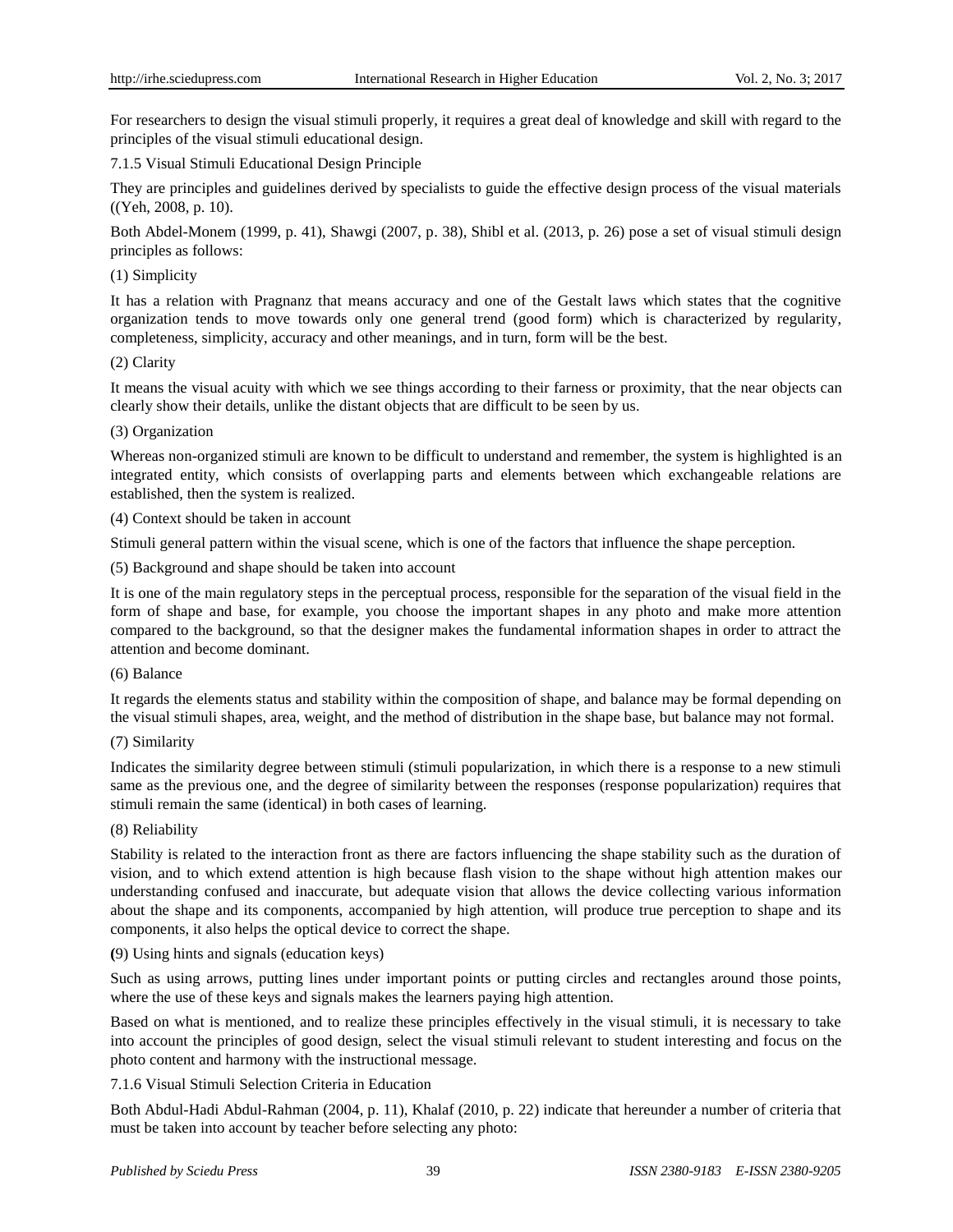For researchers to design the visual stimuli properly, it requires a great deal of knowledge and skill with regard to the principles of the visual stimuli educational design.

7.1.5 Visual Stimuli Educational Design Principle

They are principles and guidelines derived by specialists to guide the effective design process of the visual materials ((Yeh, 2008, p. 10).

Both Abdel-Monem (1999, p. 41), Shawgi (2007, p. 38), Shibl et al. (2013, p. 26) pose a set of visual stimuli design principles as follows:

(1) Simplicity

It has a relation with Pragnanz that means accuracy and one of the Gestalt laws which states that the cognitive organization tends to move towards only one general trend (good form) which is characterized by regularity, completeness, simplicity, accuracy and other meanings, and in turn, form will be the best.

(2) Clarity

It means the visual acuity with which we see things according to their farness or proximity, that the near objects can clearly show their details, unlike the distant objects that are difficult to be seen by us.

(3) Organization

Whereas non-organized stimuli are known to be difficult to understand and remember, the system is highlighted is an integrated entity, which consists of overlapping parts and elements between which exchangeable relations are established, then the system is realized.

(4) Context should be taken in account

Stimuli general pattern within the visual scene, which is one of the factors that influence the shape perception.

(5) Background and shape should be taken into account

It is one of the main regulatory steps in the perceptual process, responsible for the separation of the visual field in the form of shape and base, for example, you choose the important shapes in any photo and make more attention compared to the background, so that the designer makes the fundamental information shapes in order to attract the attention and become dominant.

(6) Balance

It regards the elements status and stability within the composition of shape, and balance may be formal depending on the visual stimuli shapes, area, weight, and the method of distribution in the shape base, but balance may not formal.

(7) Similarity

Indicates the similarity degree between stimuli (stimuli popularization, in which there is a response to a new stimuli same as the previous one, and the degree of similarity between the responses (response popularization) requires that stimuli remain the same (identical) in both cases of learning.

(8) Reliability

Stability is related to the interaction front as there are factors influencing the shape stability such as the duration of vision, and to which extend attention is high because flash vision to the shape without high attention makes our understanding confused and inaccurate, but adequate vision that allows the device collecting various information about the shape and its components, accompanied by high attention, will produce true perception to shape and its components, it also helps the optical device to correct the shape.

**(**9) Using hints and signals (education keys)

Such as using arrows, putting lines under important points or putting circles and rectangles around those points, where the use of these keys and signals makes the learners paying high attention.

Based on what is mentioned, and to realize these principles effectively in the visual stimuli, it is necessary to take into account the principles of good design, select the visual stimuli relevant to student interesting and focus on the photo content and harmony with the instructional message.

7.1.6 Visual Stimuli Selection Criteria in Education

Both Abdul-Hadi Abdul-Rahman (2004, p. 11), Khalaf (2010, p. 22) indicate that hereunder a number of criteria that must be taken into account by teacher before selecting any photo: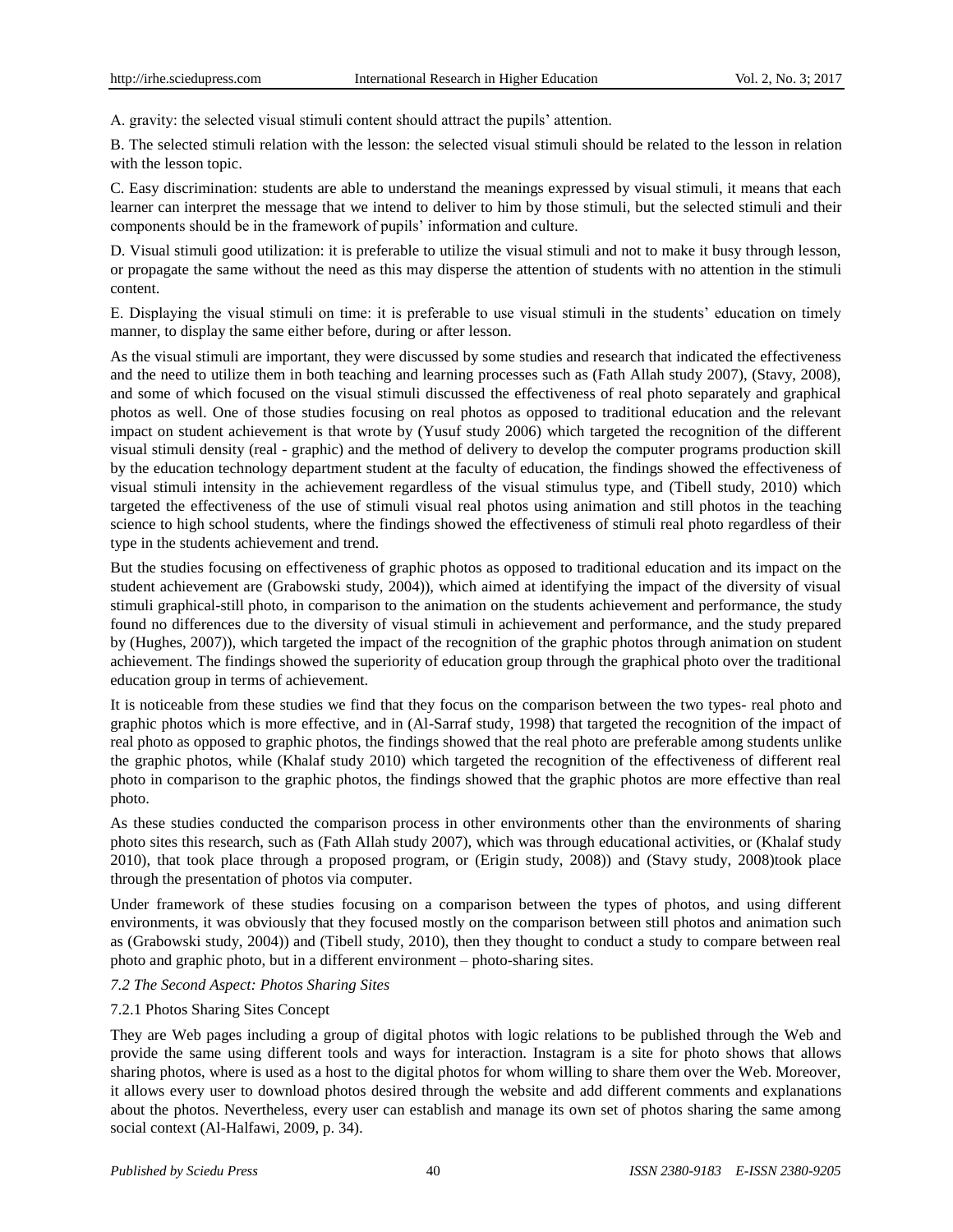A. gravity: the selected visual stimuli content should attract the pupils' attention.

B. The selected stimuli relation with the lesson: the selected visual stimuli should be related to the lesson in relation with the lesson topic.

C. Easy discrimination: students are able to understand the meanings expressed by visual stimuli, it means that each learner can interpret the message that we intend to deliver to him by those stimuli, but the selected stimuli and their components should be in the framework of pupils' information and culture.

D. Visual stimuli good utilization: it is preferable to utilize the visual stimuli and not to make it busy through lesson, or propagate the same without the need as this may disperse the attention of students with no attention in the stimuli content.

E. Displaying the visual stimuli on time: it is preferable to use visual stimuli in the students' education on timely manner, to display the same either before, during or after lesson.

As the visual stimuli are important, they were discussed by some studies and research that indicated the effectiveness and the need to utilize them in both teaching and learning processes such as (Fath Allah study 2007), (Stavy, 2008), and some of which focused on the visual stimuli discussed the effectiveness of real photo separately and graphical photos as well. One of those studies focusing on real photos as opposed to traditional education and the relevant impact on student achievement is that wrote by (Yusuf study 2006) which targeted the recognition of the different visual stimuli density (real - graphic) and the method of delivery to develop the computer programs production skill by the education technology department student at the faculty of education, the findings showed the effectiveness of visual stimuli intensity in the achievement regardless of the visual stimulus type, and (Tibell study, 2010) which targeted the effectiveness of the use of stimuli visual real photos using animation and still photos in the teaching science to high school students, where the findings showed the effectiveness of stimuli real photo regardless of their type in the students achievement and trend.

But the studies focusing on effectiveness of graphic photos as opposed to traditional education and its impact on the student achievement are (Grabowski study, 2004)), which aimed at identifying the impact of the diversity of visual stimuli graphical-still photo, in comparison to the animation on the students achievement and performance, the study found no differences due to the diversity of visual stimuli in achievement and performance, and the study prepared by (Hughes, 2007)), which targeted the impact of the recognition of the graphic photos through animation on student achievement. The findings showed the superiority of education group through the graphical photo over the traditional education group in terms of achievement.

It is noticeable from these studies we find that they focus on the comparison between the two types- real photo and graphic photos which is more effective, and in (Al-Sarraf study, 1998) that targeted the recognition of the impact of real photo as opposed to graphic photos, the findings showed that the real photo are preferable among students unlike the graphic photos, while (Khalaf study 2010) which targeted the recognition of the effectiveness of different real photo in comparison to the graphic photos, the findings showed that the graphic photos are more effective than real photo.

As these studies conducted the comparison process in other environments other than the environments of sharing photo sites this research, such as (Fath Allah study 2007), which was through educational activities, or (Khalaf study 2010), that took place through a proposed program, or (Erigin study, 2008)) and (Stavy study, 2008)took place through the presentation of photos via computer.

Under framework of these studies focusing on a comparison between the types of photos, and using different environments, it was obviously that they focused mostly on the comparison between still photos and animation such as (Grabowski study, 2004)) and (Tibell study, 2010), then they thought to conduct a study to compare between real photo and graphic photo, but in a different environment – photo-sharing sites.

### *7.2 The Second Aspect: Photos Sharing Sites*

#### 7.2.1 Photos Sharing Sites Concept

They are Web pages including a group of digital photos with logic relations to be published through the Web and provide the same using different tools and ways for interaction. Instagram is a site for photo shows that allows sharing photos, where is used as a host to the digital photos for whom willing to share them over the Web. Moreover, it allows every user to download photos desired through the website and add different comments and explanations about the photos. Nevertheless, every user can establish and manage its own set of photos sharing the same among social context (Al-Halfawi, 2009, p. 34).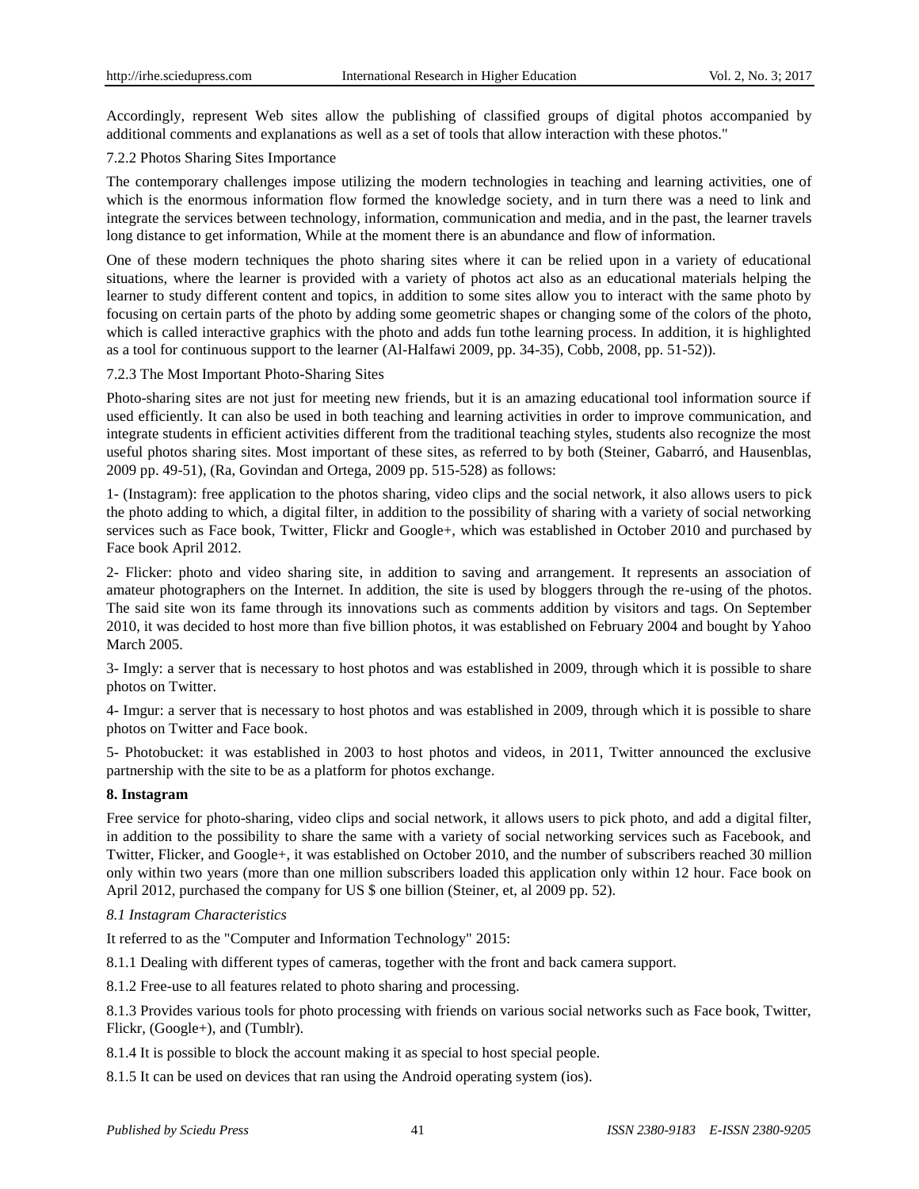Accordingly, represent Web sites allow the publishing of classified groups of digital photos accompanied by additional comments and explanations as well as a set of tools that allow interaction with these photos."

7.2.2 Photos Sharing Sites Importance

The contemporary challenges impose utilizing the modern technologies in teaching and learning activities, one of which is the enormous information flow formed the knowledge society, and in turn there was a need to link and integrate the services between technology, information, communication and media, and in the past, the learner travels long distance to get information, While at the moment there is an abundance and flow of information.

One of these modern techniques the photo sharing sites where it can be relied upon in a variety of educational situations, where the learner is provided with a variety of photos act also as an educational materials helping the learner to study different content and topics, in addition to some sites allow you to interact with the same photo by focusing on certain parts of the photo by adding some geometric shapes or changing some of the colors of the photo, which is called interactive graphics with the photo and adds fun tothe learning process. In addition, it is highlighted as a tool for continuous support to the learner (Al-Halfawi 2009, pp. 34-35), Cobb, 2008, pp. 51-52)).

7.2.3 The Most Important Photo-Sharing Sites

Photo-sharing sites are not just for meeting new friends, but it is an amazing educational tool information source if used efficiently. It can also be used in both teaching and learning activities in order to improve communication, and integrate students in efficient activities different from the traditional teaching styles, students also recognize the most useful photos sharing sites. Most important of these sites, as referred to by both (Steiner, Gabarró, and Hausenblas, 2009 pp. 49-51), (Ra, Govindan and Ortega, 2009 pp. 515-528) as follows:

1- (Instagram): free application to the photos sharing, video clips and the social network, it also allows users to pick the photo adding to which, a digital filter, in addition to the possibility of sharing with a variety of social networking services such as Face book, Twitter, Flickr and Google+, which was established in October 2010 and purchased by Face book April 2012.

2- Flicker: photo and video sharing site, in addition to saving and arrangement. It represents an association of amateur photographers on the Internet. In addition, the site is used by bloggers through the re-using of the photos. The said site won its fame through its innovations such as comments addition by visitors and tags. On September 2010, it was decided to host more than five billion photos, it was established on February 2004 and bought by Yahoo March 2005.

3- Imgly: a server that is necessary to host photos and was established in 2009, through which it is possible to share photos on Twitter.

4- Imgur: a server that is necessary to host photos and was established in 2009, through which it is possible to share photos on Twitter and Face book.

5- Photobucket: it was established in 2003 to host photos and videos, in 2011, Twitter announced the exclusive partnership with the site to be as a platform for photos exchange.

## 8. Instagram

Free service for photo-sharing, video clips and social network, it allows users to pick photo, and add a digital filter, in addition to the possibility to share the same with a variety of social networking services such as Facebook, and Twitter, Flicker, and Google+, it was established on October 2010, and the number of subscribers reached 30 million only within two years (more than one million subscribers loaded this application only within 12 hour. Face book on April 2012, purchased the company for US $ one billion (Steiner, et, al 2009 pp. 52).

### *8.1 Instagram Characteristics*

It referred to as the "Computer and Information Technology" 2015:

8.1.1 Dealing with different types of cameras, together with the front and back camera support.

8.1.2 Free-use to all features related to photo sharing and processing.

8.1.3 Provides various tools for photo processing with friends on various social networks such as Face book, Twitter, Flickr, (Google+), and (Tumblr).

8.1.4 It is possible to block the account making it as special to host special people.

8.1.5 It can be used on devices that ran using the Android operating system (ios).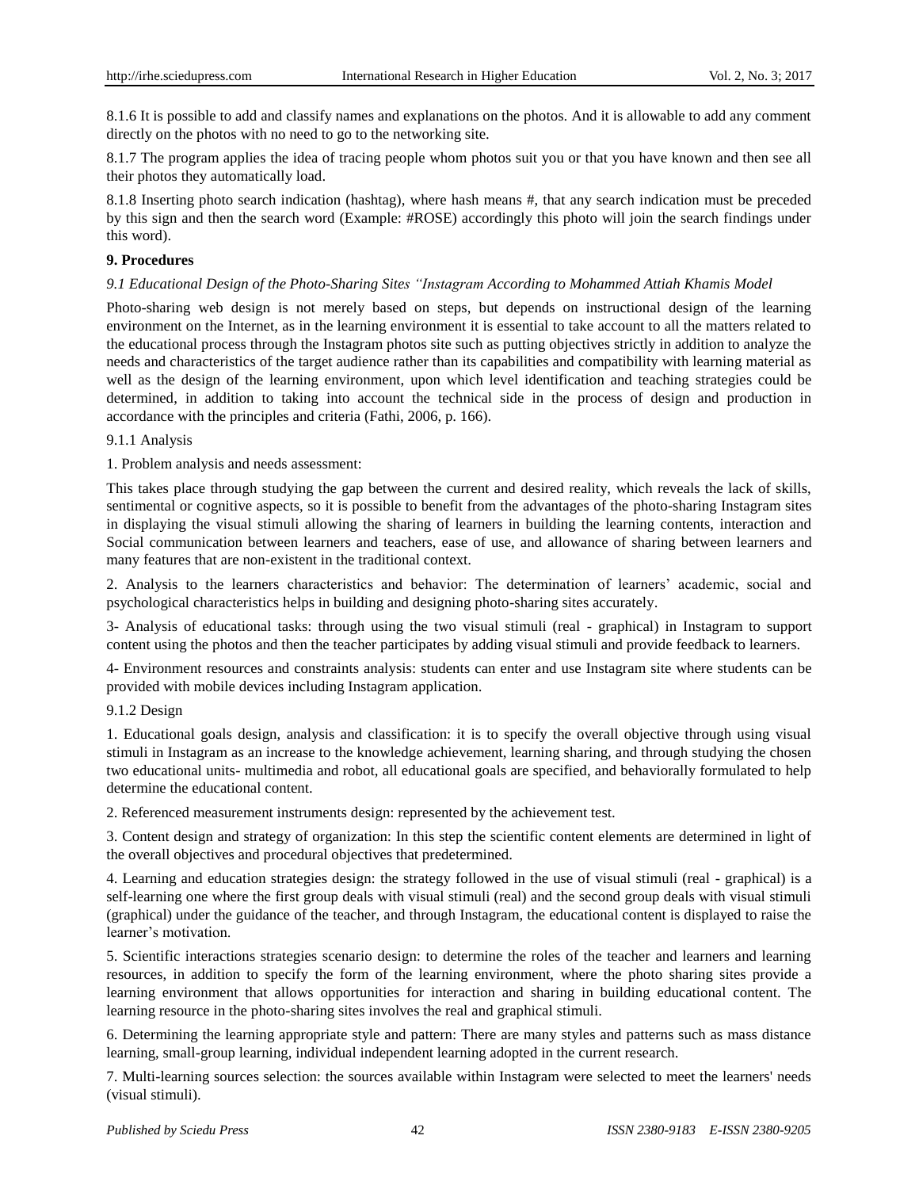8.1.6 It is possible to add and classify names and explanations on the photos. And it is allowable to add any comment directly on the photos with no need to go to the networking site.

8.1.7 The program applies the idea of tracing people whom photos suit you or that you have known and then see all their photos they automatically load.

8.1.8 Inserting photo search indication (hashtag), where hash means #, that any search indication must be preceded by this sign and then the search word (Example: #ROSE) accordingly this photo will join the search findings under this word).

## 9. Procedures

### *9.1 Educational Design of the Photo-Sharing Sites "Instagram According to Mohammed Attiah Khamis Model*

Photo-sharing web design is not merely based on steps, but depends on instructional design of the learning environment on the Internet, as in the learning environment it is essential to take account to all the matters related to the educational process through the Instagram photos site such as putting objectives strictly in addition to analyze the needs and characteristics of the target audience rather than its capabilities and compatibility with learning material as well as the design of the learning environment, upon which level identification and teaching strategies could be determined, in addition to taking into account the technical side in the process of design and production in accordance with the principles and criteria (Fathi, 2006, p. 166).

#### 9.1.1 Analysis

1. Problem analysis and needs assessment:

This takes place through studying the gap between the current and desired reality, which reveals the lack of skills, sentimental or cognitive aspects, so it is possible to benefit from the advantages of the photo-sharing Instagram sites in displaying the visual stimuli allowing the sharing of learners in building the learning contents, interaction and Social communication between learners and teachers, ease of use, and allowance of sharing between learners and many features that are non-existent in the traditional context.

2. Analysis to the learners characteristics and behavior: The determination of learners' academic, social and psychological characteristics helps in building and designing photo-sharing sites accurately.

3- Analysis of educational tasks: through using the two visual stimuli (real - graphical) in Instagram to support content using the photos and then the teacher participates by adding visual stimuli and provide feedback to learners.

4- Environment resources and constraints analysis: students can enter and use Instagram site where students can be provided with mobile devices including Instagram application.

#### 9.1.2 Design

1. Educational goals design, analysis and classification: it is to specify the overall objective through using visual stimuli in Instagram as an increase to the knowledge achievement, learning sharing, and through studying the chosen two educational units- multimedia and robot, all educational goals are specified, and behaviorally formulated to help determine the educational content.

2. Referenced measurement instruments design: represented by the achievement test.

3. Content design and strategy of organization: In this step the scientific content elements are determined in light of the overall objectives and procedural objectives that predetermined.

4. Learning and education strategies design: the strategy followed in the use of visual stimuli (real - graphical) is a self-learning one where the first group deals with visual stimuli (real) and the second group deals with visual stimuli (graphical) under the guidance of the teacher, and through Instagram, the educational content is displayed to raise the learner's motivation.

5. Scientific interactions strategies scenario design: to determine the roles of the teacher and learners and learning resources, in addition to specify the form of the learning environment, where the photo sharing sites provide a learning environment that allows opportunities for interaction and sharing in building educational content. The learning resource in the photo-sharing sites involves the real and graphical stimuli.

6. Determining the learning appropriate style and pattern: There are many styles and patterns such as mass distance learning, small-group learning, individual independent learning adopted in the current research.

7. Multi-learning sources selection: the sources available within Instagram were selected to meet the learners' needs (visual stimuli).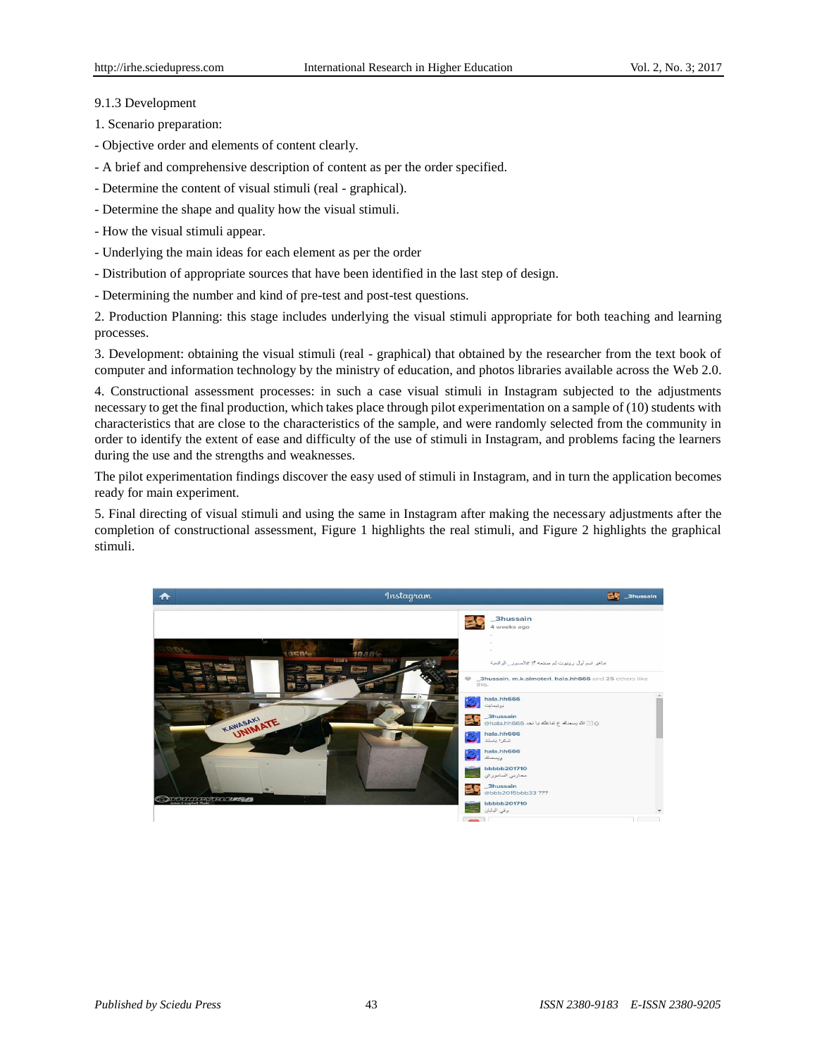9.1.3 Development

1. Scenario preparation:

- Objective order and elements of content clearly.
- A brief and comprehensive description of content as per the order specified.
- Determine the content of visual stimuli (real - graphical).
- Determine the shape and quality how the visual stimuli.
- How the visual stimuli appear.
- Underlying the main ideas for each element as per the order
- Distribution of appropriate sources that have been identified in the last step of design.
- Determining the number and kind of pre-test and post-test questions.

2. Production Planning: this stage includes underlying the visual stimuli appropriate for both teaching and learning processes.

3. Development: obtaining the visual stimuli (real - graphical) that obtained by the researcher from the text book of computer and information technology by the ministry of education, and photos libraries available across the Web 2.0.

4. Constructional assessment processes: in such a case visual stimuli in Instagram subjected to the adjustments necessary to get the final production, which takes place through pilot experimentation on a sample of (10) students with characteristics that are close to the characteristics of the sample, and were randomly selected from the community in order to identify the extent of ease and difficulty of the use of stimuli in Instagram, and problems facing the learners during the use and the strengths and weaknesses.

The pilot experimentation findings discover the easy used of stimuli in Instagram, and in turn the application becomes ready for main experiment.

5. Final directing of visual stimuli and using the same in Instagram after making the necessary adjustments after the completion of constructional assessment, Figure 1 highlights the real stimuli, and Figure 2 highlights the graphical stimuli.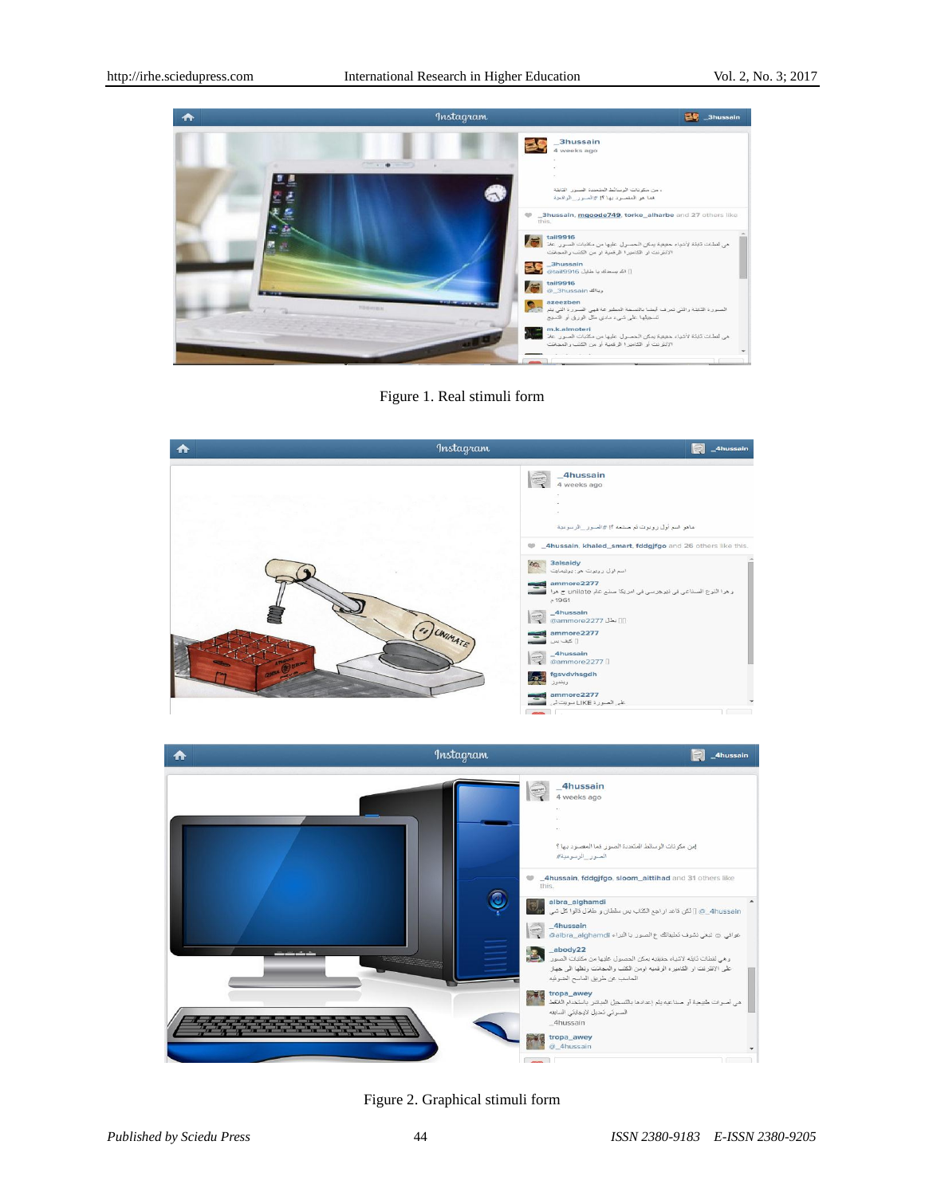Figure 1. Real stimuli form

Figure 2. Graphical stimuli form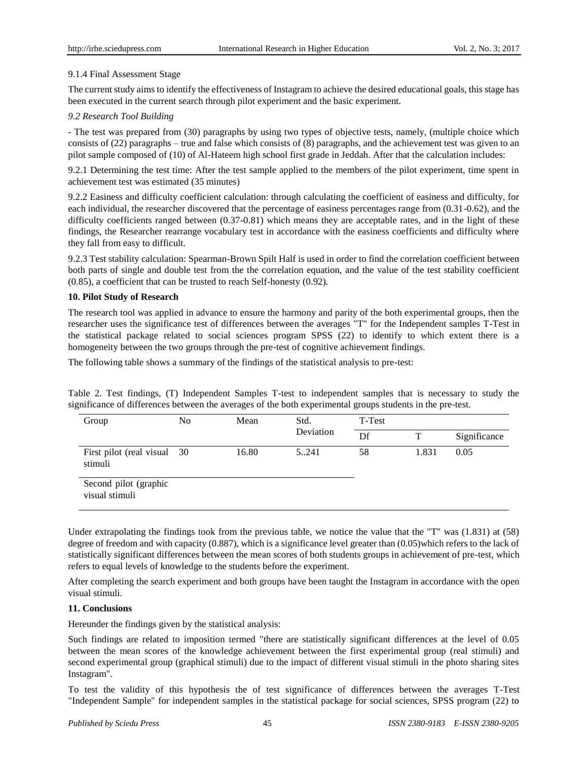9.1.4 Final Assessment Stage

The current study aims to identify the effectiveness of Instagram to achieve the desired educational goals, this stage has been executed in the current search through pilot experiment and the basic experiment.

*9.2 Research Tool Building*

- The test was prepared from (30) paragraphs by using two types of objective tests, namely, (multiple choice which consists of (22) paragraphs – true and false which consists of (8) paragraphs, and the achievement test was given to an pilot sample composed of (10) of Al-Hateem high school first grade in Jeddah. After that the calculation includes:

9.2.1 Determining the test time: After the test sample applied to the members of the pilot experiment, time spent in achievement test was estimated (35 minutes)

9.2.2 Easiness and difficulty coefficient calculation: through calculating the coefficient of easiness and difficulty, for each individual, the researcher discovered that the percentage of easiness percentages range from (0.31-0.62), and the difficulty coefficients ranged between (0.37-0.81) which means they are acceptable rates, and in the light of these findings, the Researcher rearrange vocabulary test in accordance with the easiness coefficients and difficulty where they fall from easy to difficult.

9.2.3 Test stability calculation: Spearman-Brown Spilt Half is used in order to find the correlation coefficient between both parts of single and double test from the the correlation equation, and the value of the test stability coefficient (0.85), a coefficient that can be trusted to reach Self-honesty (0.92).

## 10. Pilot Study of Research

The research tool was applied in advance to ensure the harmony and parity of the both experimental groups, then the researcher uses the significance test of differences between the averages "T" for the Independent samples T-Test in the statistical package related to social sciences program SPSS (22) to identify to which extent there is a homogeneity between the two groups through the pre-test of cognitive achievement findings.

The following table shows a summary of the findings of the statistical analysis to pre-test:

Table 2. Test findings, (T) Independent Samples T-test to independent samples that is necessary to study the significance of differences between the averages of the both experimental groups students in the pre-test.

| Group | No | Mean | Std. Deviation | T-Test | | |
|---|---|---|---|---|---|---|
| | | | | Df | T | Significance |
| First pilot (real visual stimuli | 30 | 16.80 | 5..241 | 58 | 1.831 | 0.05 |
| Second pilot (graphic visual stimuli | | | | | | |

Under extrapolating the findings took from the previous table, we notice the value that the "T" was (1.831) at (58) degree of freedom and with capacity (0.887), which is a significance level greater than (0.05)which refers to the lack of statistically significant differences between the mean scores of both students groups in achievement of pre-test, which refers to equal levels of knowledge to the students before the experiment.

After completing the search experiment and both groups have been taught the Instagram in accordance with the open visual stimuli.

## 11. Conclusions

Hereunder the findings given by the statistical analysis:

Such findings are related to imposition termed "there are statistically significant differences at the level of 0.05 between the mean scores of the knowledge achievement between the first experimental group (real stimuli) and second experimental group (graphical stimuli) due to the impact of different visual stimuli in the photo sharing sites Instagram".

To test the validity of this hypothesis the of test significance of differences between the averages T-Test "Independent Sample" for independent samples in the statistical package for social sciences, SPSS program (22) to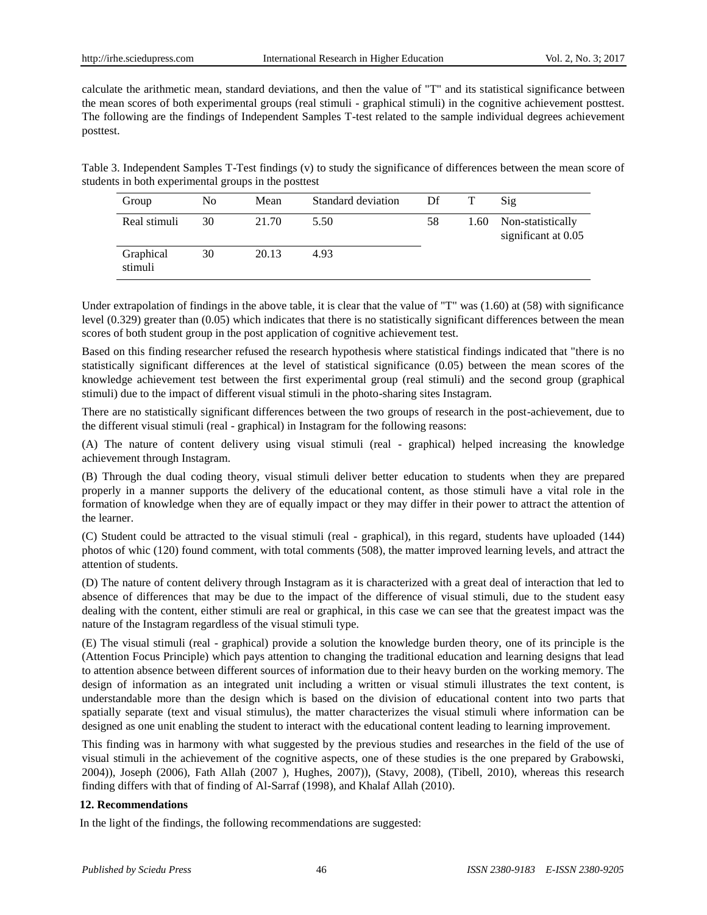calculate the arithmetic mean, standard deviations, and then the value of "T" and its statistical significance between the mean scores of both experimental groups (real stimuli - graphical stimuli) in the cognitive achievement posttest. The following are the findings of Independent Samples T-test related to the sample individual degrees achievement posttest.

Table 3. Independent Samples T-Test findings (v) to study the significance of differences between the mean score of students in both experimental groups in the posttest

| Group | No | Mean | Standard deviation | Df | T | Sig |
|---|---|---|---|---|---|---|
| Real stimuli | 30 | 21.70 | 5.50 | 58 | 1.60 | Non-statistically significant at 0.05 |
| Graphical stimuli | 30 | 20.13 | 4.93 | | | |

Under extrapolation of findings in the above table, it is clear that the value of "T" was (1.60) at (58) with significance level (0.329) greater than (0.05) which indicates that there is no statistically significant differences between the mean scores of both student group in the post application of cognitive achievement test.

Based on this finding researcher refused the research hypothesis where statistical findings indicated that "there is no statistically significant differences at the level of statistical significance (0.05) between the mean scores of the knowledge achievement test between the first experimental group (real stimuli) and the second group (graphical stimuli) due to the impact of different visual stimuli in the photo-sharing sites Instagram.

There are no statistically significant differences between the two groups of research in the post-achievement, due to the different visual stimuli (real - graphical) in Instagram for the following reasons:

(A) The nature of content delivery using visual stimuli (real - graphical) helped increasing the knowledge achievement through Instagram.

(B) Through the dual coding theory, visual stimuli deliver better education to students when they are prepared properly in a manner supports the delivery of the educational content, as those stimuli have a vital role in the formation of knowledge when they are of equally impact or they may differ in their power to attract the attention of the learner.

(C) Student could be attracted to the visual stimuli (real - graphical), in this regard, students have uploaded (144) photos of whic (120) found comment, with total comments (508), the matter improved learning levels, and attract the attention of students.

(D) The nature of content delivery through Instagram as it is characterized with a great deal of interaction that led to absence of differences that may be due to the impact of the difference of visual stimuli, due to the student easy dealing with the content, either stimuli are real or graphical, in this case we can see that the greatest impact was the nature of the Instagram regardless of the visual stimuli type.

(E) The visual stimuli (real - graphical) provide a solution the knowledge burden theory, one of its principle is the (Attention Focus Principle) which pays attention to changing the traditional education and learning designs that lead to attention absence between different sources of information due to their heavy burden on the working memory. The design of information as an integrated unit including a written or visual stimuli illustrates the text content, is understandable more than the design which is based on the division of educational content into two parts that spatially separate (text and visual stimulus), the matter characterizes the visual stimuli where information can be designed as one unit enabling the student to interact with the educational content leading to learning improvement.

This finding was in harmony with what suggested by the previous studies and researches in the field of the use of visual stimuli in the achievement of the cognitive aspects, one of these studies is the one prepared by Grabowski, 2004)), Joseph (2006), Fath Allah (2007 ), Hughes, 2007)), (Stavy, 2008), (Tibell, 2010), whereas this research finding differs with that of finding of Al-Sarraf (1998), and Khalaf Allah (2010).

## 12. Recommendations

In the light of the findings, the following recommendations are suggested: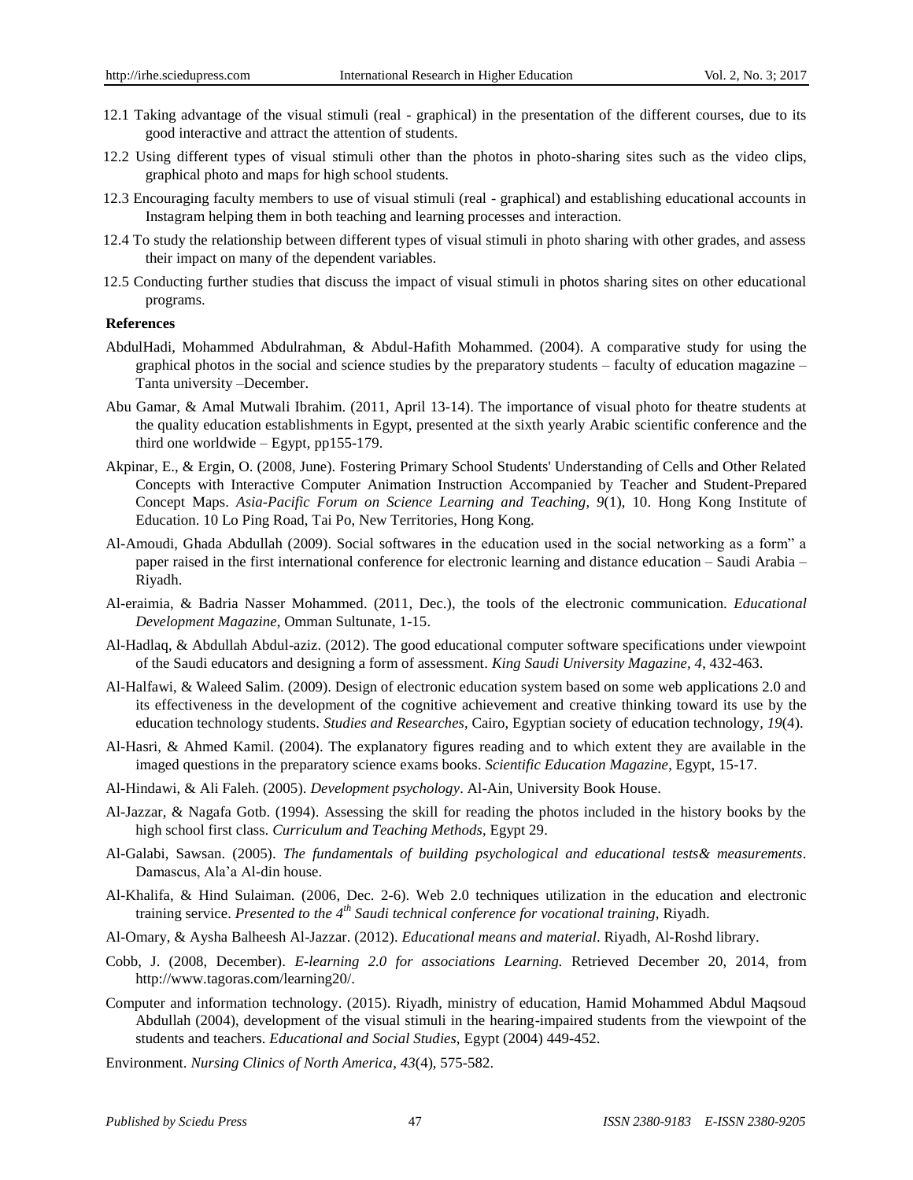12.1 Taking advantage of the visual stimuli (real - graphical) in the presentation of the different courses, due to its good interactive and attract the attention of students.

12.2 Using different types of visual stimuli other than the photos in photo-sharing sites such as the video clips, graphical photo and maps for high school students.

12.3 Encouraging faculty members to use of visual stimuli (real - graphical) and establishing educational accounts in Instagram helping them in both teaching and learning processes and interaction.

12.4 To study the relationship between different types of visual stimuli in photo sharing with other grades, and assess their impact on many of the dependent variables.

12.5 Conducting further studies that discuss the impact of visual stimuli in photos sharing sites on other educational programs.

**References**

AbdulHadi, Mohammed Abdulrahman, & Abdul-Hafith Mohammed. (2004). A comparative study for using the graphical photos in the social and science studies by the preparatory students – faculty of education magazine – Tanta university –December.

Abu Gamar, & Amal Mutwali Ibrahim. (2011, April 13-14). The importance of visual photo for theatre students at the quality education establishments in Egypt, presented at the sixth yearly Arabic scientific conference and the third one worldwide – Egypt, pp155-179.

Akpinar, E., & Ergin, O. (2008, June). Fostering Primary School Students' Understanding of Cells and Other Related Concepts with Interactive Computer Animation Instruction Accompanied by Teacher and Student-Prepared Concept Maps. *Asia-Pacific Forum on Science Learning and Teaching, 9*(1), 10. Hong Kong Institute of Education. 10 Lo Ping Road, Tai Po, New Territories, Hong Kong.

Al-Amoudi, Ghada Abdullah (2009). Social softwares in the education used in the social networking as a form" a paper raised in the first international conference for electronic learning and distance education – Saudi Arabia – Riyadh.

Al-eraimia, & Badria Nasser Mohammed. (2011, Dec.), the tools of the electronic communication. *Educational Development Magazine*, Omman Sultunate, 1-15.

Al-Hadlaq, & Abdullah Abdul-aziz. (2012). The good educational computer software specifications under viewpoint of the Saudi educators and designing a form of assessment. *King Saudi University Magazine, 4*, 432-463.

Al-Halfawi, & Waleed Salim. (2009). Design of electronic education system based on some web applications 2.0 and its effectiveness in the development of the cognitive achievement and creative thinking toward its use by the education technology students. *Studies and Researches*, Cairo, Egyptian society of education technology, *19*(4).

Al-Hasri, & Ahmed Kamil. (2004). The explanatory figures reading and to which extent they are available in the imaged questions in the preparatory science exams books. *Scientific Education Magazine*, Egypt, 15-17.

Al-Hindawi, & Ali Faleh. (2005). *Development psychology*. Al-Ain, University Book House.

Al-Jazzar, & Nagafa Gotb. (1994). Assessing the skill for reading the photos included in the history books by the high school first class. *Curriculum and Teaching Methods*, Egypt 29.

Al-Galabi, Sawsan. (2005). *The fundamentals of building psychological and educational tests& measurements*. Damascus, Ala'a Al-din house.

Al-Khalifa, & Hind Sulaiman. (2006, Dec. 2-6). Web 2.0 techniques utilization in the education and electronic training service. *Presented to the 4th Saudi technical conference for vocational training,* Riyadh.

Al-Omary, & Aysha Balheesh Al-Jazzar. (2012). *Educational means and material*. Riyadh, Al-Roshd library.

Cobb, J. (2008, December). *E-learning 2.0 for associations Learning.* Retrieved December 20, 2014, from http://www.tagoras.com/learning20/.

Computer and information technology. (2015). Riyadh, ministry of education, Hamid Mohammed Abdul Maqsoud Abdullah (2004), development of the visual stimuli in the hearing-impaired students from the viewpoint of the students and teachers. *Educational and Social Studies,* Egypt (2004) 449-452.

Environment. *Nursing Clinics of North America*, *43*(4), 575-582.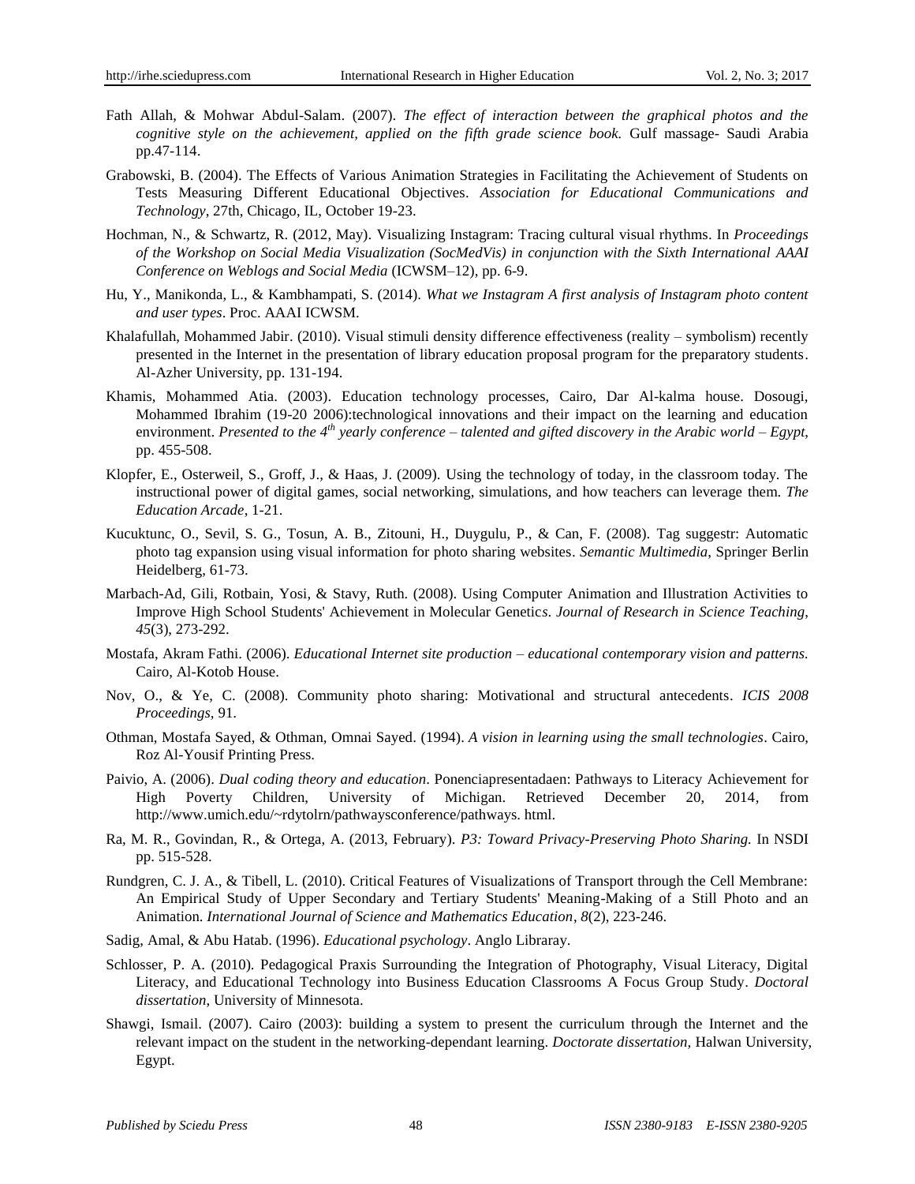Fath Allah, & Mohwar Abdul-Salam. (2007). *The effect of interaction between the graphical photos and the cognitive style on the achievement, applied on the fifth grade science book.* Gulf massage- Saudi Arabia pp.47-114.

Grabowski, B. (2004). The Effects of Various Animation Strategies in Facilitating the Achievement of Students on Tests Measuring Different Educational Objectives. *Association for Educational Communications and Technology*, 27th, Chicago, IL, October 19-23.

Hochman, N., & Schwartz, R. (2012, May). Visualizing Instagram: Tracing cultural visual rhythms. In *Proceedings of the Workshop on Social Media Visualization (SocMedVis) in conjunction with the Sixth International AAAI Conference on Weblogs and Social Media* (ICWSM–12), pp. 6-9.

Hu, Y., Manikonda, L., & Kambhampati, S. (2014). *What we Instagram A first analysis of Instagram photo content and user types*. Proc. AAAI ICWSM.

Khalafullah, Mohammed Jabir. (2010). Visual stimuli density difference effectiveness (reality – symbolism) recently presented in the Internet in the presentation of library education proposal program for the preparatory students. Al-Azher University, pp. 131-194.

Khamis, Mohammed Atia. (2003). Education technology processes, Cairo, Dar Al-kalma house. Dosougi, Mohammed Ibrahim (19-20 2006):technological innovations and their impact on the learning and education environment. *Presented to the 4th yearly conference – talented and gifted discovery in the Arabic world – Egypt*, pp. 455-508.

Klopfer, E., Osterweil, S., Groff, J., & Haas, J. (2009). Using the technology of today, in the classroom today. The instructional power of digital games, social networking, simulations, and how teachers can leverage them. *The Education Arcade*, 1-21.

Kucuktunc, O., Sevil, S. G., Tosun, A. B., Zitouni, H., Duygulu, P., & Can, F. (2008). Tag suggestr: Automatic photo tag expansion using visual information for photo sharing websites. *Semantic Multimedia*, Springer Berlin Heidelberg, 61-73.

Marbach-Ad, Gili, Rotbain, Yosi, & Stavy, Ruth. (2008). Using Computer Animation and Illustration Activities to Improve High School Students' Achievement in Molecular Genetics. *Journal of Research in Science Teaching, 45*(3), 273-292.

Mostafa, Akram Fathi. (2006). *Educational Internet site production – educational contemporary vision and patterns.* Cairo, Al-Kotob House.

Nov, O., & Ye, C. (2008). Community photo sharing: Motivational and structural antecedents. *ICIS 2008 Proceedings*, 91.

Othman, Mostafa Sayed, & Othman, Omnai Sayed. (1994). *A vision in learning using the small technologies*. Cairo, Roz Al-Yousif Printing Press.

Paivio, A. (2006). *Dual coding theory and education*. Ponenciapresentadaen: Pathways to Literacy Achievement for High Poverty Children, University of Michigan. Retrieved December 20, 2014, from http://www.umich.edu/~rdytolrn/pathwaysconference/pathways. html.

Ra, M. R., Govindan, R., & Ortega, A. (2013, February). *P3: Toward Privacy-Preserving Photo Sharing.* In NSDI pp. 515-528.

Rundgren, C. J. A., & Tibell, L. (2010). Critical Features of Visualizations of Transport through the Cell Membrane: An Empirical Study of Upper Secondary and Tertiary Students' Meaning-Making of a Still Photo and an Animation. *International Journal of Science and Mathematics Education*, *8*(2), 223-246.

Sadig, Amal, & Abu Hatab. (1996). *Educational psychology*. Anglo Libraray.

Schlosser, P. A. (2010). Pedagogical Praxis Surrounding the Integration of Photography, Visual Literacy, Digital Literacy, and Educational Technology into Business Education Classrooms A Focus Group Study. *Doctoral dissertation*, University of Minnesota.

Shawgi, Ismail. (2007). Cairo (2003): building a system to present the curriculum through the Internet and the relevant impact on the student in the networking-dependant learning. *Doctorate dissertation*, Halwan University, Egypt.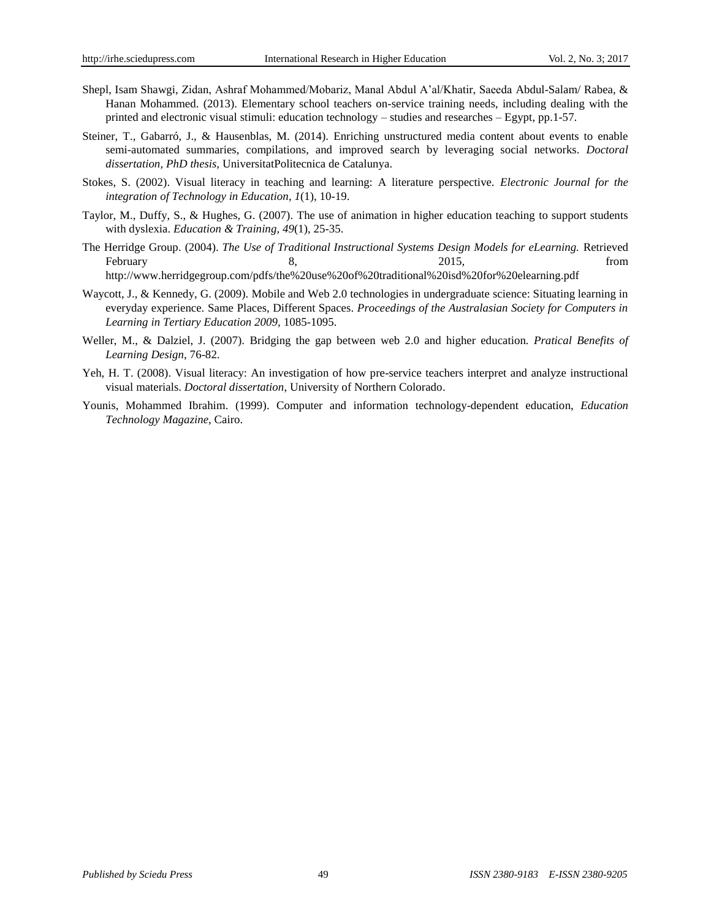Shepl, Isam Shawgi, Zidan, Ashraf Mohammed/Mobariz, Manal Abdul A'al/Khatir, Saeeda Abdul-Salam/ Rabea, & Hanan Mohammed. (2013). Elementary school teachers on-service training needs, including dealing with the printed and electronic visual stimuli: education technology – studies and researches – Egypt, pp.1-57.

Steiner, T., Gabarró, J., & Hausenblas, M. (2014). Enriching unstructured media content about events to enable semi-automated summaries, compilations, and improved search by leveraging social networks. *Doctoral dissertation, PhD thesis*, UniversitatPolitecnica de Catalunya.

Stokes, S. (2002). Visual literacy in teaching and learning: A literature perspective. *Electronic Journal for the integration of Technology in Education*, *1*(1), 10-19.

Taylor, M., Duffy, S., & Hughes, G. (2007). The use of animation in higher education teaching to support students with dyslexia. *Education & Training*, *49*(1), 25-35.

The Herridge Group. (2004). *The Use of Traditional Instructional Systems Design Models for eLearning.* Retrieved February 8, 2015, from http://www.herridgegroup.com/pdfs/the%20use%20of%20traditional%20isd%20for%20elearning.pdf

Waycott, J., & Kennedy, G. (2009). Mobile and Web 2.0 technologies in undergraduate science: Situating learning in everyday experience. Same Places, Different Spaces. *Proceedings of the Australasian Society for Computers in Learning in Tertiary Education 2009*, 1085-1095.

Weller, M., & Dalziel, J. (2007). Bridging the gap between web 2.0 and higher education. *Pratical Benefits of Learning Design*, 76-82.

Yeh, H. T. (2008). Visual literacy: An investigation of how pre-service teachers interpret and analyze instructional visual materials. *Doctoral dissertation*, University of Northern Colorado.

Younis, Mohammed Ibrahim. (1999). Computer and information technology-dependent education, *Education Technology Magazine*, Cairo.